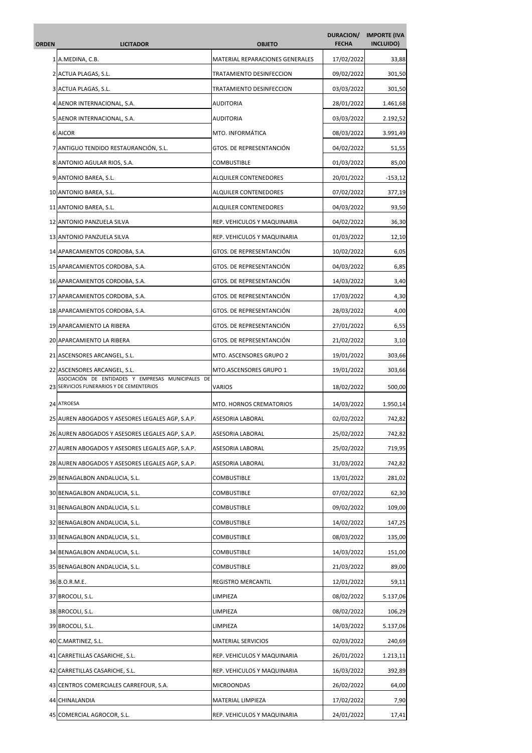| ORDEN | LICITADOR | OBJETO | DURACION/ FECHA | IMPORTE (IVA INCLUIDO) |
|---|---|---|---|---|
| 1 | A.MEDINA, C.B. | MATERIAL REPARACIONES GENERALES | 17/02/2022 | 33,88 |
| 2 | ACTUA PLAGAS, S.L. | TRATAMIENTO DESINFECCION | 09/02/2022 | 301,50 |
| 3 | ACTUA PLAGAS, S.L. | TRATAMIENTO DESINFECCION | 03/03/2022 | 301,50 |
| 4 | AENOR INTERNACIONAL, S.A. | AUDITORIA | 28/01/2022 | 1.461,68 |
| 5 | AENOR INTERNACIONAL, S.A. | AUDITORIA | 03/03/2022 | 2.192,52 |
| 6 | AICOR | MTO. INFORMÁTICA | 08/03/2022 | 3.991,49 |
| 7 | ANTIGUO TENDIDO RESTAURANCIÓN, S.L. | GTOS. DE REPRESENTANCIÓN | 04/02/2022 | 51,55 |
| 8 | ANTONIO AGULAR RIOS, S.A. | COMBUSTIBLE | 01/03/2022 | 85,00 |
| 9 | ANTONIO BAREA, S.L. | ALQUILER CONTENEDORES | 20/01/2022 | -153,12 |
| 10 | ANTONIO BAREA, S.L. | ALQUILER CONTENEDORES | 07/02/2022 | 377,19 |
| 11 | ANTONIO BAREA, S.L. | ALQUILER CONTENEDORES | 04/03/2022 | 93,50 |
| 12 | ANTONIO PANZUELA SILVA | REP. VEHICULOS Y MAQUINARIA | 04/02/2022 | 36,30 |
| 13 | ANTONIO PANZUELA SILVA | REP. VEHICULOS Y MAQUINARIA | 01/03/2022 | 12,10 |
| 14 | APARCAMIENTOS CORDOBA, S.A. | GTOS. DE REPRESENTANCIÓN | 10/02/2022 | 6,05 |
| 15 | APARCAMIENTOS CORDOBA, S.A. | GTOS. DE REPRESENTANCIÓN | 04/03/2022 | 6,85 |
| 16 | APARCAMIENTOS CORDOBA, S.A. | GTOS. DE REPRESENTANCIÓN | 14/03/2022 | 3,40 |
| 17 | APARCAMIENTOS CORDOBA, S.A. | GTOS. DE REPRESENTANCIÓN | 17/03/2022 | 4,30 |
| 18 | APARCAMIENTOS CORDOBA, S.A. | GTOS. DE REPRESENTANCIÓN | 28/03/2022 | 4,00 |
| 19 | APARCAMIENTO LA RIBERA | GTOS. DE REPRESENTANCIÓN | 27/01/2022 | 6,55 |
| 20 | APARCAMIENTO LA RIBERA | GTOS. DE REPRESENTANCIÓN | 21/02/2022 | 3,10 |
| 21 | ASCENSORES ARCANGEL, S.L. | MTO. ASCENSORES GRUPO 2 | 19/01/2022 | 303,66 |
| 22 | ASCENSORES ARCANGEL, S.L. | MTO.ASCENSORES GRUPO 1 | 19/01/2022 | 303,66 |
| 23 | ASOCIACIÓN DE ENTIDADES Y EMPRESAS MUNICIPALES DE SERVICIOS FUNERARIOS Y DE CEMENTERIOS | VARIOS | 18/02/2022 | 500,00 |
| 24 | ATROESA | MTO. HORNOS CREMATORIOS | 14/03/2022 | 1.950,14 |
| 25 | AUREN ABOGADOS Y ASESORES LEGALES AGP, S.A.P. | ASESORIA LABORAL | 02/02/2022 | 742,82 |
| 26 | AUREN ABOGADOS Y ASESORES LEGALES AGP, S.A.P. | ASESORIA LABORAL | 25/02/2022 | 742,82 |
| 27 | AUREN ABOGADOS Y ASESORES LEGALES AGP, S.A.P. | ASESORIA LABORAL | 25/02/2022 | 719,95 |
| 28 | AUREN ABOGADOS Y ASESORES LEGALES AGP, S.A.P. | ASESORIA LABORAL | 31/03/2022 | 742,82 |
| 29 | BENAGALBON ANDALUCIA, S.L. | COMBUSTIBLE | 13/01/2022 | 281,02 |
| 30 | BENAGALBON ANDALUCIA, S.L. | COMBUSTIBLE | 07/02/2022 | 62,30 |
| 31 | BENAGALBON ANDALUCIA, S.L. | COMBUSTIBLE | 09/02/2022 | 109,00 |
| 32 | BENAGALBON ANDALUCIA, S.L. | COMBUSTIBLE | 14/02/2022 | 147,25 |
| 33 | BENAGALBON ANDALUCIA, S.L. | COMBUSTIBLE | 08/03/2022 | 135,00 |
| 34 | BENAGALBON ANDALUCIA, S.L. | COMBUSTIBLE | 14/03/2022 | 151,00 |
| 35 | BENAGALBON ANDALUCIA, S.L. | COMBUSTIBLE | 21/03/2022 | 89,00 |
| 36 | B.O.R.M.E. | REGISTRO MERCANTIL | 12/01/2022 | 59,11 |
| 37 | BROCOLI, S.L. | LIMPIEZA | 08/02/2022 | 5.137,06 |
| 38 | BROCOLI, S.L. | LIMPIEZA | 08/02/2022 | 106,29 |
| 39 | BROCOLI, S.L. | LIMPIEZA | 14/03/2022 | 5.137,06 |
| 40 | C.MARTINEZ, S.L. | MATERIAL SERVICIOS | 02/03/2022 | 240,69 |
| 41 | CARRETILLAS CASARICHE, S.L. | REP. VEHICULOS Y MAQUINARIA | 26/01/2022 | 1.213,11 |
| 42 | CARRETILLAS CASARICHE, S.L. | REP. VEHICULOS Y MAQUINARIA | 16/03/2022 | 392,89 |
| 43 | CENTROS COMERCIALES CARREFOUR, S.A. | MICROONDAS | 26/02/2022 | 64,00 |
| 44 | CHINALANDIA | MATERIAL LIMPIEZA | 17/02/2022 | 7,90 |
| 45 | COMERCIAL AGROCOR, S.L. | REP. VEHICULOS Y MAQUINARIA | 24/01/2022 | 17,41 |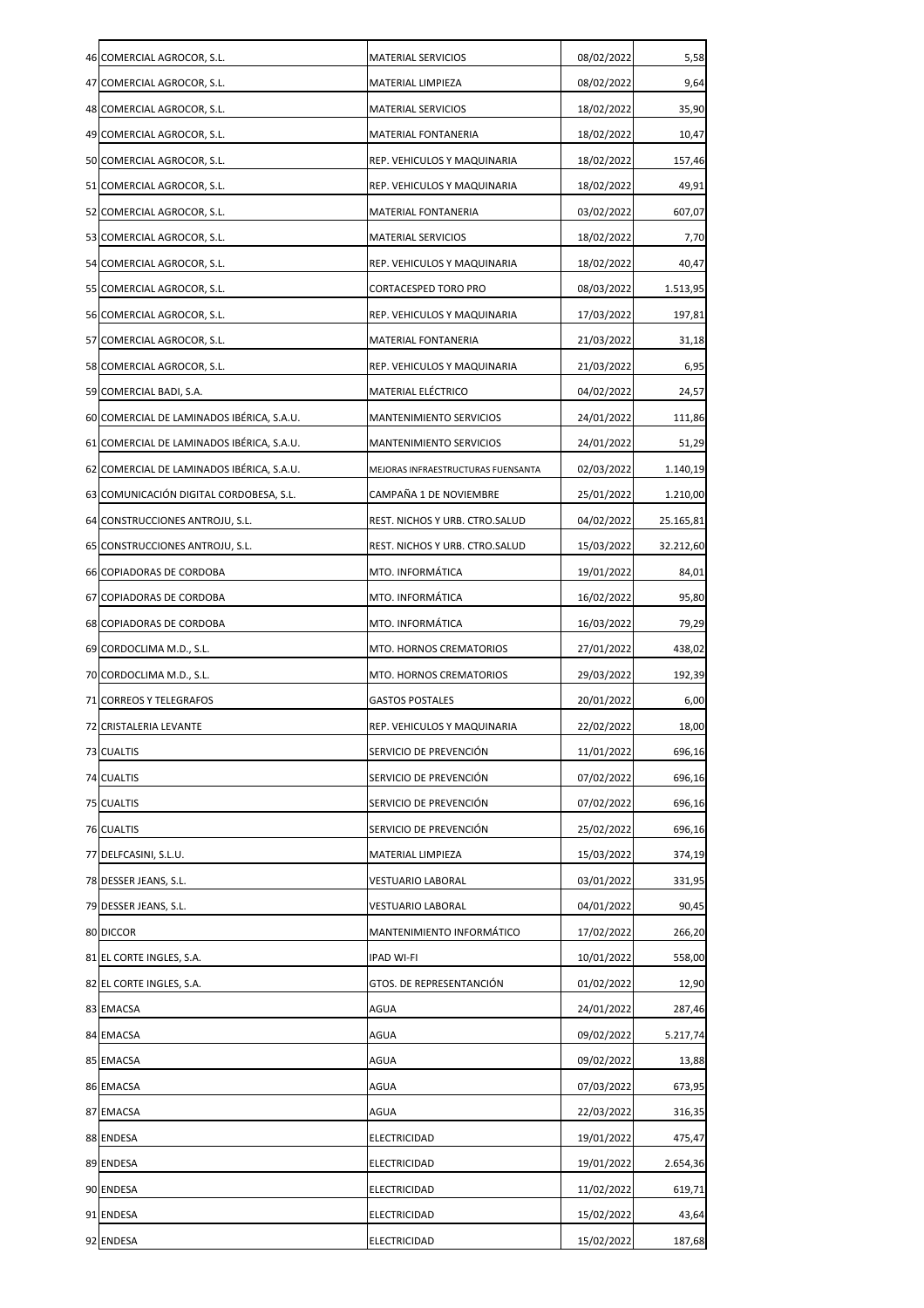| | | | | |
|---|---|---|---|---|
| 46 | COMERCIAL AGROCOR, S.L. | MATERIAL SERVICIOS | 08/02/2022 | 5,58 |
| 47 | COMERCIAL AGROCOR, S.L. | MATERIAL LIMPIEZA | 08/02/2022 | 9,64 |
| 48 | COMERCIAL AGROCOR, S.L. | MATERIAL SERVICIOS | 18/02/2022 | 35,90 |
| 49 | COMERCIAL AGROCOR, S.L. | MATERIAL FONTANERIA | 18/02/2022 | 10,47 |
| 50 | COMERCIAL AGROCOR, S.L. | REP. VEHICULOS Y MAQUINARIA | 18/02/2022 | 157,46 |
| 51 | COMERCIAL AGROCOR, S.L. | REP. VEHICULOS Y MAQUINARIA | 18/02/2022 | 49,91 |
| 52 | COMERCIAL AGROCOR, S.L. | MATERIAL FONTANERIA | 03/02/2022 | 607,07 |
| 53 | COMERCIAL AGROCOR, S.L. | MATERIAL SERVICIOS | 18/02/2022 | 7,70 |
| 54 | COMERCIAL AGROCOR, S.L. | REP. VEHICULOS Y MAQUINARIA | 18/02/2022 | 40,47 |
| 55 | COMERCIAL AGROCOR, S.L. | CORTACESPED TORO PRO | 08/03/2022 | 1.513,95 |
| 56 | COMERCIAL AGROCOR, S.L. | REP. VEHICULOS Y MAQUINARIA | 17/03/2022 | 197,81 |
| 57 | COMERCIAL AGROCOR, S.L. | MATERIAL FONTANERIA | 21/03/2022 | 31,18 |
| 58 | COMERCIAL AGROCOR, S.L. | REP. VEHICULOS Y MAQUINARIA | 21/03/2022 | 6,95 |
| 59 | COMERCIAL BADI, S.A. | MATERIAL ELÉCTRICO | 04/02/2022 | 24,57 |
| 60 | COMERCIAL DE LAMINADOS IBÉRICA, S.A.U. | MANTENIMIENTO SERVICIOS | 24/01/2022 | 111,86 |
| 61 | COMERCIAL DE LAMINADOS IBÉRICA, S.A.U. | MANTENIMIENTO SERVICIOS | 24/01/2022 | 51,29 |
| 62 | COMERCIAL DE LAMINADOS IBÉRICA, S.A.U. | MEJORAS INFRAESTRUCTURAS FUENSANTA | 02/03/2022 | 1.140,19 |
| 63 | COMUNICACIÓN DIGITAL CORDOBESA, S.L. | CAMPAÑA 1 DE NOVIEMBRE | 25/01/2022 | 1.210,00 |
| 64 | CONSTRUCCIONES ANTROJU, S.L. | REST. NICHOS Y URB. CTRO.SALUD | 04/02/2022 | 25.165,81 |
| 65 | CONSTRUCCIONES ANTROJU, S.L. | REST. NICHOS Y URB. CTRO.SALUD | 15/03/2022 | 32.212,60 |
| 66 | COPIADORAS DE CORDOBA | MTO. INFORMÁTICA | 19/01/2022 | 84,01 |
| 67 | COPIADORAS DE CORDOBA | MTO. INFORMÁTICA | 16/02/2022 | 95,80 |
| 68 | COPIADORAS DE CORDOBA | MTO. INFORMÁTICA | 16/03/2022 | 79,29 |
| 69 | CORDOCLIMA M.D., S.L. | MTO. HORNOS CREMATORIOS | 27/01/2022 | 438,02 |
| 70 | CORDOCLIMA M.D., S.L. | MTO. HORNOS CREMATORIOS | 29/03/2022 | 192,39 |
| 71 | CORREOS Y TELEGRAFOS | GASTOS POSTALES | 20/01/2022 | 6,00 |
| 72 | CRISTALERIA LEVANTE | REP. VEHICULOS Y MAQUINARIA | 22/02/2022 | 18,00 |
| 73 | CUALTIS | SERVICIO DE PREVENCIÓN | 11/01/2022 | 696,16 |
| 74 | CUALTIS | SERVICIO DE PREVENCIÓN | 07/02/2022 | 696,16 |
| 75 | CUALTIS | SERVICIO DE PREVENCIÓN | 07/02/2022 | 696,16 |
| 76 | CUALTIS | SERVICIO DE PREVENCIÓN | 25/02/2022 | 696,16 |
| 77 | DELFCASINI, S.L.U. | MATERIAL LIMPIEZA | 15/03/2022 | 374,19 |
| 78 | DESSER JEANS, S.L. | VESTUARIO LABORAL | 03/01/2022 | 331,95 |
| 79 | DESSER JEANS, S.L. | VESTUARIO LABORAL | 04/01/2022 | 90,45 |
| 80 | DICCOR | MANTENIMIENTO INFORMÁTICO | 17/02/2022 | 266,20 |
| 81 | EL CORTE INGLES, S.A. | IPAD WI-FI | 10/01/2022 | 558,00 |
| 82 | EL CORTE INGLES, S.A. | GTOS. DE REPRESENTANCIÓN | 01/02/2022 | 12,90 |
| 83 | EMACSA | AGUA | 24/01/2022 | 287,46 |
| 84 | EMACSA | AGUA | 09/02/2022 | 5.217,74 |
| 85 | EMACSA | AGUA | 09/02/2022 | 13,88 |
| 86 | EMACSA | AGUA | 07/03/2022 | 673,95 |
| 87 | EMACSA | AGUA | 22/03/2022 | 316,35 |
| 88 | ENDESA | ELECTRICIDAD | 19/01/2022 | 475,47 |
| 89 | ENDESA | ELECTRICIDAD | 19/01/2022 | 2.654,36 |
| 90 | ENDESA | ELECTRICIDAD | 11/02/2022 | 619,71 |
| 91 | ENDESA | ELECTRICIDAD | 15/02/2022 | 43,64 |
| 92 | ENDESA | ELECTRICIDAD | 15/02/2022 | 187,68 |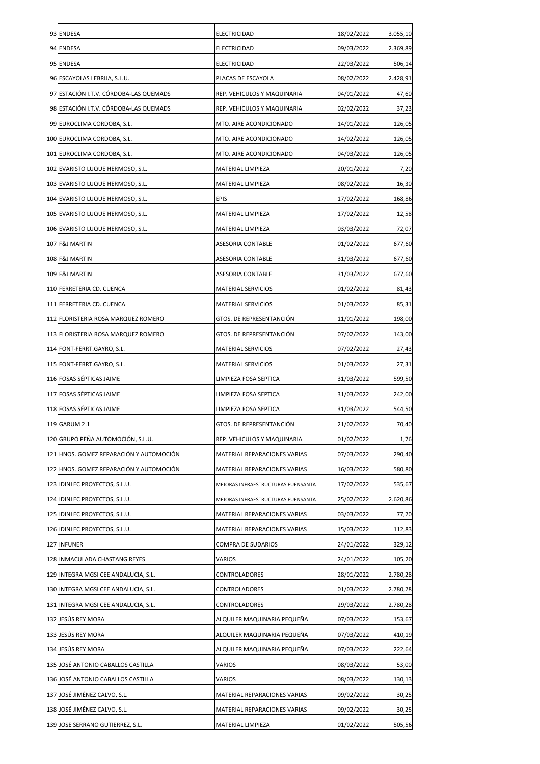| | | | | |
|---|---|---|---|---|
| 93 | ENDESA | ELECTRICIDAD | 18/02/2022 | 3.055,10 |
| 94 | ENDESA | ELECTRICIDAD | 09/03/2022 | 2.369,89 |
| 95 | ENDESA | ELECTRICIDAD | 22/03/2022 | 506,14 |
| 96 | ESCAYOLAS LEBRIJA, S.L.U. | PLACAS DE ESCAYOLA | 08/02/2022 | 2.428,91 |
| 97 | ESTACIÓN I.T.V. CÓRDOBA-LAS QUEMADS | REP. VEHICULOS Y MAQUINARIA | 04/01/2022 | 47,60 |
| 98 | ESTACIÓN I.T.V. CÓRDOBA-LAS QUEMADS | REP. VEHICULOS Y MAQUINARIA | 02/02/2022 | 37,23 |
| 99 | EUROCLIMA CORDOBA, S.L. | MTO. AIRE ACONDICIONADO | 14/01/2022 | 126,05 |
| 100 | EUROCLIMA CORDOBA, S.L. | MTO. AIRE ACONDICIONADO | 14/02/2022 | 126,05 |
| 101 | EUROCLIMA CORDOBA, S.L. | MTO. AIRE ACONDICIONADO | 04/03/2022 | 126,05 |
| 102 | EVARISTO LUQUE HERMOSO, S.L. | MATERIAL LIMPIEZA | 20/01/2022 | 7,20 |
| 103 | EVARISTO LUQUE HERMOSO, S.L. | MATERIAL LIMPIEZA | 08/02/2022 | 16,30 |
| 104 | EVARISTO LUQUE HERMOSO, S.L. | EPIS | 17/02/2022 | 168,86 |
| 105 | EVARISTO LUQUE HERMOSO, S.L. | MATERIAL LIMPIEZA | 17/02/2022 | 12,58 |
| 106 | EVARISTO LUQUE HERMOSO, S.L. | MATERIAL LIMPIEZA | 03/03/2022 | 72,07 |
| 107 | F&J MARTIN | ASESORIA CONTABLE | 01/02/2022 | 677,60 |
| 108 | F&J MARTIN | ASESORIA CONTABLE | 31/03/2022 | 677,60 |
| 109 | F&J MARTIN | ASESORIA CONTABLE | 31/03/2022 | 677,60 |
| 110 | FERRETERIA CD. CUENCA | MATERIAL SERVICIOS | 01/02/2022 | 81,43 |
| 111 | FERRETERIA CD. CUENCA | MATERIAL SERVICIOS | 01/03/2022 | 85,31 |
| 112 | FLORISTERIA ROSA MARQUEZ ROMERO | GTOS. DE REPRESENTANCIÓN | 11/01/2022 | 198,00 |
| 113 | FLORISTERIA ROSA MARQUEZ ROMERO | GTOS. DE REPRESENTANCIÓN | 07/02/2022 | 143,00 |
| 114 | FONT-FERRT.GAYRO, S.L. | MATERIAL SERVICIOS | 07/02/2022 | 27,43 |
| 115 | FONT-FERRT.GAYRO, S.L. | MATERIAL SERVICIOS | 01/03/2022 | 27,31 |
| 116 | FOSAS SÉPTICAS JAIME | LIMPIEZA FOSA SEPTICA | 31/03/2022 | 599,50 |
| 117 | FOSAS SÉPTICAS JAIME | LIMPIEZA FOSA SEPTICA | 31/03/2022 | 242,00 |
| 118 | FOSAS SÉPTICAS JAIME | LIMPIEZA FOSA SEPTICA | 31/03/2022 | 544,50 |
| 119 | GARUM 2.1 | GTOS. DE REPRESENTANCIÓN | 21/02/2022 | 70,40 |
| 120 | GRUPO PEÑA AUTOMOCIÓN, S.L.U. | REP. VEHICULOS Y MAQUINARIA | 01/02/2022 | 1,76 |
| 121 | HNOS. GOMEZ REPARACIÓN Y AUTOMOCIÓN | MATERIAL REPARACIONES VARIAS | 07/03/2022 | 290,40 |
| 122 | HNOS. GOMEZ REPARACIÓN Y AUTOMOCIÓN | MATERIAL REPARACIONES VARIAS | 16/03/2022 | 580,80 |
| 123 | IDINLEC PROYECTOS, S.L.U. | MEJORAS INFRAESTRUCTURAS FUENSANTA | 17/02/2022 | 535,67 |
| 124 | IDINLEC PROYECTOS, S.L.U. | MEJORAS INFRAESTRUCTURAS FUENSANTA | 25/02/2022 | 2.620,86 |
| 125 | IDINLEC PROYECTOS, S.L.U. | MATERIAL REPARACIONES VARIAS | 03/03/2022 | 77,20 |
| 126 | IDINLEC PROYECTOS, S.L.U. | MATERIAL REPARACIONES VARIAS | 15/03/2022 | 112,83 |
| 127 | INFUNER | COMPRA DE SUDARIOS | 24/01/2022 | 329,12 |
| 128 | INMACULADA CHASTANG REYES | VARIOS | 24/01/2022 | 105,20 |
| 129 | INTEGRA MGSI CEE ANDALUCIA, S.L. | CONTROLADORES | 28/01/2022 | 2.780,28 |
| 130 | INTEGRA MGSI CEE ANDALUCIA, S.L. | CONTROLADORES | 01/03/2022 | 2.780,28 |
| 131 | INTEGRA MGSI CEE ANDALUCIA, S.L. | CONTROLADORES | 29/03/2022 | 2.780,28 |
| 132 | JESÚS REY MORA | ALQUILER MAQUINARIA PEQUEÑA | 07/03/2022 | 153,67 |
| 133 | JESÚS REY MORA | ALQUILER MAQUINARIA PEQUEÑA | 07/03/2022 | 410,19 |
| 134 | JESÚS REY MORA | ALQUILER MAQUINARIA PEQUEÑA | 07/03/2022 | 222,64 |
| 135 | JOSÉ ANTONIO CABALLOS CASTILLA | VARIOS | 08/03/2022 | 53,00 |
| 136 | JOSÉ ANTONIO CABALLOS CASTILLA | VARIOS | 08/03/2022 | 130,13 |
| 137 | JOSÉ JIMÉNEZ CALVO, S.L. | MATERIAL REPARACIONES VARIAS | 09/02/2022 | 30,25 |
| 138 | JOSÉ JIMÉNEZ CALVO, S.L. | MATERIAL REPARACIONES VARIAS | 09/02/2022 | 30,25 |
| 139 | JOSE SERRANO GUTIERREZ, S.L. | MATERIAL LIMPIEZA | 01/02/2022 | 505,56 |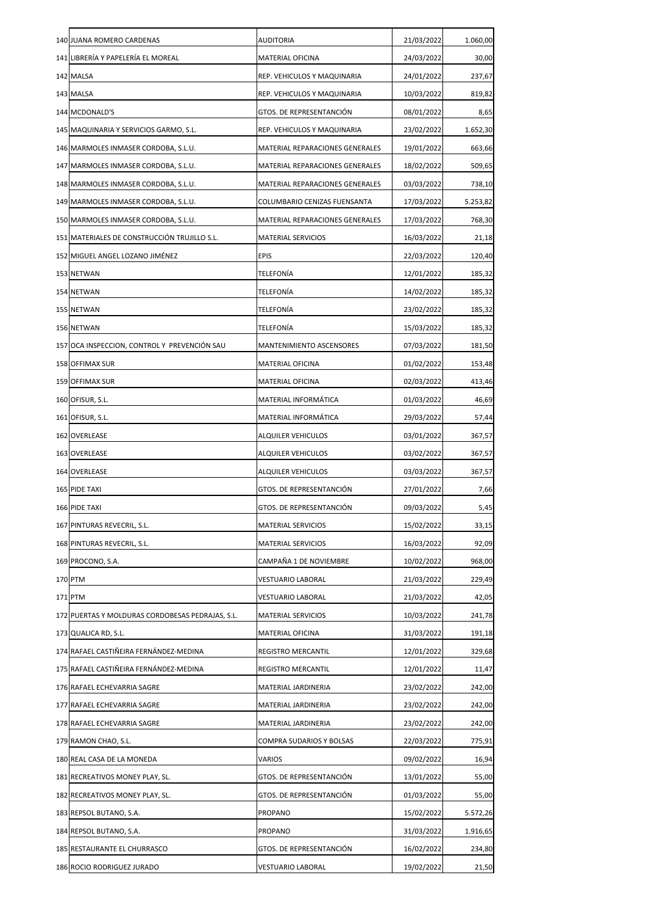| | | | | |
|---|---|---|---|---|
| 140 | JUANA ROMERO CARDENAS | AUDITORIA | 21/03/2022 | 1.060,00 |
| 141 | LIBRERÍA Y PAPELERÍA EL MOREAL | MATERIAL OFICINA | 24/03/2022 | 30,00 |
| 142 | MALSA | REP. VEHICULOS Y MAQUINARIA | 24/01/2022 | 237,67 |
| 143 | MALSA | REP. VEHICULOS Y MAQUINARIA | 10/03/2022 | 819,82 |
| 144 | MCDONALD'S | GTOS. DE REPRESENTANCIÓN | 08/01/2022 | 8,65 |
| 145 | MAQUINARIA Y SERVICIOS GARMO, S.L. | REP. VEHICULOS Y MAQUINARIA | 23/02/2022 | 1.652,30 |
| 146 | MARMOLES INMASER CORDOBA, S.L.U. | MATERIAL REPARACIONES GENERALES | 19/01/2022 | 663,66 |
| 147 | MARMOLES INMASER CORDOBA, S.L.U. | MATERIAL REPARACIONES GENERALES | 18/02/2022 | 509,65 |
| 148 | MARMOLES INMASER CORDOBA, S.L.U. | MATERIAL REPARACIONES GENERALES | 03/03/2022 | 738,10 |
| 149 | MARMOLES INMASER CORDOBA, S.L.U. | COLUMBARIO CENIZAS FUENSANTA | 17/03/2022 | 5.253,82 |
| 150 | MARMOLES INMASER CORDOBA, S.L.U. | MATERIAL REPARACIONES GENERALES | 17/03/2022 | 768,30 |
| 151 | MATERIALES DE CONSTRUCCIÓN TRUJILLO S.L. | MATERIAL SERVICIOS | 16/03/2022 | 21,18 |
| 152 | MIGUEL ANGEL LOZANO JIMÉNEZ | EPIS | 22/03/2022 | 120,40 |
| 153 | NETWAN | TELEFONÍA | 12/01/2022 | 185,32 |
| 154 | NETWAN | TELEFONÍA | 14/02/2022 | 185,32 |
| 155 | NETWAN | TELEFONÍA | 23/02/2022 | 185,32 |
| 156 | NETWAN | TELEFONÍA | 15/03/2022 | 185,32 |
| 157 | OCA INSPECCION, CONTROL Y PREVENCIÓN SAU | MANTENIMIENTO ASCENSORES | 07/03/2022 | 181,50 |
| 158 | OFFIMAX SUR | MATERIAL OFICINA | 01/02/2022 | 153,48 |
| 159 | OFFIMAX SUR | MATERIAL OFICINA | 02/03/2022 | 413,46 |
| 160 | OFISUR, S.L. | MATERIAL INFORMÁTICA | 01/03/2022 | 46,69 |
| 161 | OFISUR, S.L. | MATERIAL INFORMÁTICA | 29/03/2022 | 57,44 |
| 162 | OVERLEASE | ALQUILER VEHICULOS | 03/01/2022 | 367,57 |
| 163 | OVERLEASE | ALQUILER VEHICULOS | 03/02/2022 | 367,57 |
| 164 | OVERLEASE | ALQUILER VEHICULOS | 03/03/2022 | 367,57 |
| 165 | PIDE TAXI | GTOS. DE REPRESENTANCIÓN | 27/01/2022 | 7,66 |
| 166 | PIDE TAXI | GTOS. DE REPRESENTANCIÓN | 09/03/2022 | 5,45 |
| 167 | PINTURAS REVECRIL, S.L. | MATERIAL SERVICIOS | 15/02/2022 | 33,15 |
| 168 | PINTURAS REVECRIL, S.L. | MATERIAL SERVICIOS | 16/03/2022 | 92,09 |
| 169 | PROCONO, S.A. | CAMPAÑA 1 DE NOVIEMBRE | 10/02/2022 | 968,00 |
| 170 | PTM | VESTUARIO LABORAL | 21/03/2022 | 229,49 |
| 171 | PTM | VESTUARIO LABORAL | 21/03/2022 | 42,05 |
| 172 | PUERTAS Y MOLDURAS CORDOBESAS PEDRAJAS, S.L. | MATERIAL SERVICIOS | 10/03/2022 | 241,78 |
| 173 | QUALICA RD, S.L. | MATERIAL OFICINA | 31/03/2022 | 191,18 |
| 174 | RAFAEL CASTIÑEIRA FERNÁNDEZ-MEDINA | REGISTRO MERCANTIL | 12/01/2022 | 329,68 |
| 175 | RAFAEL CASTIÑEIRA FERNÁNDEZ-MEDINA | REGISTRO MERCANTIL | 12/01/2022 | 11,47 |
| 176 | RAFAEL ECHEVARRIA SAGRE | MATERIAL JARDINERIA | 23/02/2022 | 242,00 |
| 177 | RAFAEL ECHEVARRIA SAGRE | MATERIAL JARDINERIA | 23/02/2022 | 242,00 |
| 178 | RAFAEL ECHEVARRIA SAGRE | MATERIAL JARDINERIA | 23/02/2022 | 242,00 |
| 179 | RAMON CHAO, S.L. | COMPRA SUDARIOS Y BOLSAS | 22/03/2022 | 775,91 |
| 180 | REAL CASA DE LA MONEDA | VARIOS | 09/02/2022 | 16,94 |
| 181 | RECREATIVOS MONEY PLAY, SL. | GTOS. DE REPRESENTANCIÓN | 13/01/2022 | 55,00 |
| 182 | RECREATIVOS MONEY PLAY, SL. | GTOS. DE REPRESENTANCIÓN | 01/03/2022 | 55,00 |
| 183 | REPSOL BUTANO, S.A. | PROPANO | 15/02/2022 | 5.572,26 |
| 184 | REPSOL BUTANO, S.A. | PROPANO | 31/03/2022 | 1.916,65 |
| 185 | RESTAURANTE EL CHURRASCO | GTOS. DE REPRESENTANCIÓN | 16/02/2022 | 234,80 |
| 186 | ROCIO RODRIGUEZ JURADO | VESTUARIO LABORAL | 19/02/2022 | 21,50 |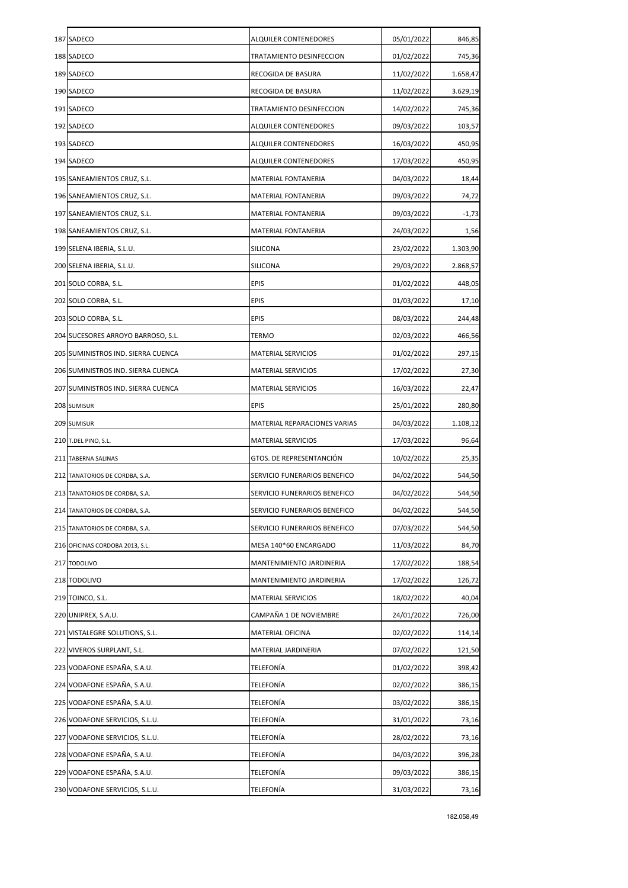| | | | | |
|---|---|---|---|---|
| 187 | SADECO | ALQUILER CONTENEDORES | 05/01/2022 | 846,85 |
| 188 | SADECO | TRATAMIENTO DESINFECCION | 01/02/2022 | 745,36 |
| 189 | SADECO | RECOGIDA DE BASURA | 11/02/2022 | 1.658,47 |
| 190 | SADECO | RECOGIDA DE BASURA | 11/02/2022 | 3.629,19 |
| 191 | SADECO | TRATAMIENTO DESINFECCION | 14/02/2022 | 745,36 |
| 192 | SADECO | ALQUILER CONTENEDORES | 09/03/2022 | 103,57 |
| 193 | SADECO | ALQUILER CONTENEDORES | 16/03/2022 | 450,95 |
| 194 | SADECO | ALQUILER CONTENEDORES | 17/03/2022 | 450,95 |
| 195 | SANEAMIENTOS CRUZ, S.L. | MATERIAL FONTANERIA | 04/03/2022 | 18,44 |
| 196 | SANEAMIENTOS CRUZ, S.L. | MATERIAL FONTANERIA | 09/03/2022 | 74,72 |
| 197 | SANEAMIENTOS CRUZ, S.L. | MATERIAL FONTANERIA | 09/03/2022 | -1,73 |
| 198 | SANEAMIENTOS CRUZ, S.L. | MATERIAL FONTANERIA | 24/03/2022 | 1,56 |
| 199 | SELENA IBERIA, S.L.U. | SILICONA | 23/02/2022 | 1.303,90 |
| 200 | SELENA IBERIA, S.L.U. | SILICONA | 29/03/2022 | 2.868,57 |
| 201 | SOLO CORBA, S.L. | EPIS | 01/02/2022 | 448,05 |
| 202 | SOLO CORBA, S.L. | EPIS | 01/03/2022 | 17,10 |
| 203 | SOLO CORBA, S.L. | EPIS | 08/03/2022 | 244,48 |
| 204 | SUCESORES ARROYO BARROSO, S.L. | TERMO | 02/03/2022 | 466,56 |
| 205 | SUMINISTROS IND. SIERRA CUENCA | MATERIAL SERVICIOS | 01/02/2022 | 297,15 |
| 206 | SUMINISTROS IND. SIERRA CUENCA | MATERIAL SERVICIOS | 17/02/2022 | 27,30 |
| 207 | SUMINISTROS IND. SIERRA CUENCA | MATERIAL SERVICIOS | 16/03/2022 | 22,47 |
| 208 | SUMISUR | EPIS | 25/01/2022 | 280,80 |
| 209 | SUMISUR | MATERIAL REPARACIONES VARIAS | 04/03/2022 | 1.108,12 |
| 210 | T.DEL PINO, S.L. | MATERIAL SERVICIOS | 17/03/2022 | 96,64 |
| 211 | TABERNA SALINAS | GTOS. DE REPRESENTANCIÓN | 10/02/2022 | 25,35 |
| 212 | TANATORIOS DE CORDBA, S.A. | SERVICIO FUNERARIOS BENEFICO | 04/02/2022 | 544,50 |
| 213 | TANATORIOS DE CORDBA, S.A. | SERVICIO FUNERARIOS BENEFICO | 04/02/2022 | 544,50 |
| 214 | TANATORIOS DE CORDBA, S.A. | SERVICIO FUNERARIOS BENEFICO | 04/02/2022 | 544,50 |
| 215 | TANATORIOS DE CORDBA, S.A. | SERVICIO FUNERARIOS BENEFICO | 07/03/2022 | 544,50 |
| 216 | OFICINAS CORDOBA 2013, S.L. | MESA 140*60 ENCARGADO | 11/03/2022 | 84,70 |
| 217 | TODOLIVO | MANTENIMIENTO JARDINERIA | 17/02/2022 | 188,54 |
| 218 | TODOLIVO | MANTENIMIENTO JARDINERIA | 17/02/2022 | 126,72 |
| 219 | TOINCO, S.L. | MATERIAL SERVICIOS | 18/02/2022 | 40,04 |
| 220 | UNIPREX, S.A.U. | CAMPAÑA 1 DE NOVIEMBRE | 24/01/2022 | 726,00 |
| 221 | VISTALEGRE SOLUTIONS, S.L. | MATERIAL OFICINA | 02/02/2022 | 114,14 |
| 222 | VIVEROS SURPLANT, S.L. | MATERIAL JARDINERIA | 07/02/2022 | 121,50 |
| 223 | VODAFONE ESPAÑA, S.A.U. | TELEFONÍA | 01/02/2022 | 398,42 |
| 224 | VODAFONE ESPAÑA, S.A.U. | TELEFONÍA | 02/02/2022 | 386,15 |
| 225 | VODAFONE ESPAÑA, S.A.U. | TELEFONÍA | 03/02/2022 | 386,15 |
| 226 | VODAFONE SERVICIOS, S.L.U. | TELEFONÍA | 31/01/2022 | 73,16 |
| 227 | VODAFONE SERVICIOS, S.L.U. | TELEFONÍA | 28/02/2022 | 73,16 |
| 228 | VODAFONE ESPAÑA, S.A.U. | TELEFONÍA | 04/03/2022 | 396,28 |
| 229 | VODAFONE ESPAÑA, S.A.U. | TELEFONÍA | 09/03/2022 | 386,15 |
| 230 | VODAFONE SERVICIOS, S.L.U. | TELEFONÍA | 31/03/2022 | 73,16 |

182.058,49